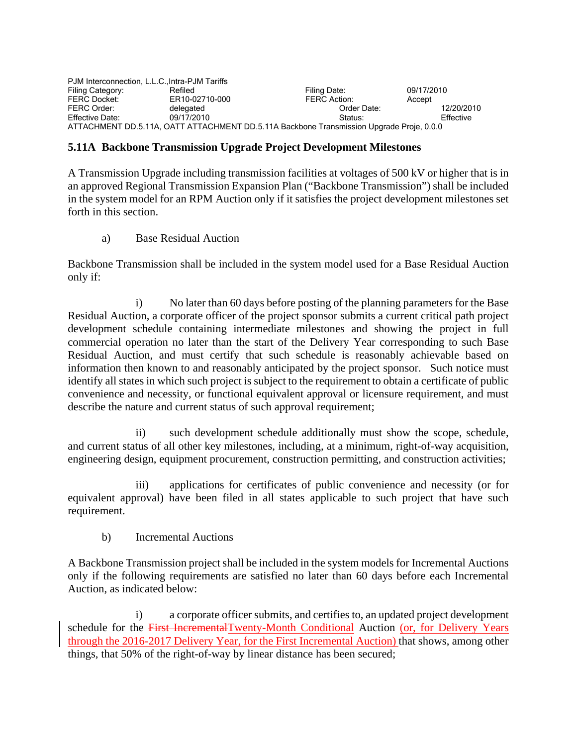PJM Interconnection, L.L.C.,Intra-PJM Tariffs
Filing Category: Refiled Filing Date: 09/17/2010
FERC Docket: ER10-02710-000 FERC Action: Accept
FERC Order: delegated Order Date: 12/20/2010
Effective Date: 09/17/2010 Status: Effective
ATTACHMENT DD.5.11A, OATT ATTACHMENT DD.5.11A Backbone Transmission Upgrade Proje, 0.0.0

## 5.11A Backbone Transmission Upgrade Project Development Milestones

A Transmission Upgrade including transmission facilities at voltages of 500 kV or higher that is in an approved Regional Transmission Expansion Plan ("Backbone Transmission") shall be included in the system model for an RPM Auction only if it satisfies the project development milestones set forth in this section.

a) Base Residual Auction

Backbone Transmission shall be included in the system model used for a Base Residual Auction only if:

i) No later than 60 days before posting of the planning parameters for the Base Residual Auction, a corporate officer of the project sponsor submits a current critical path project development schedule containing intermediate milestones and showing the project in full commercial operation no later than the start of the Delivery Year corresponding to such Base Residual Auction, and must certify that such schedule is reasonably achievable based on information then known to and reasonably anticipated by the project sponsor. Such notice must identify all states in which such project is subject to the requirement to obtain a certificate of public convenience and necessity, or functional equivalent approval or licensure requirement, and must describe the nature and current status of such approval requirement;

ii) such development schedule additionally must show the scope, schedule, and current status of all other key milestones, including, at a minimum, right-of-way acquisition, engineering design, equipment procurement, construction permitting, and construction activities;

iii) applications for certificates of public convenience and necessity (or for equivalent approval) have been filed in all states applicable to such project that have such requirement.

b) Incremental Auctions

A Backbone Transmission project shall be included in the system models for Incremental Auctions only if the following requirements are satisfied no later than 60 days before each Incremental Auction, as indicated below:

i) a corporate officer submits, and certifies to, an updated project development schedule for the ~~First Incremental~~Twenty-Month Conditional Auction (or, for Delivery Years through the 2016-2017 Delivery Year, for the First Incremental Auction) that shows, among other things, that 50% of the right-of-way by linear distance has been secured;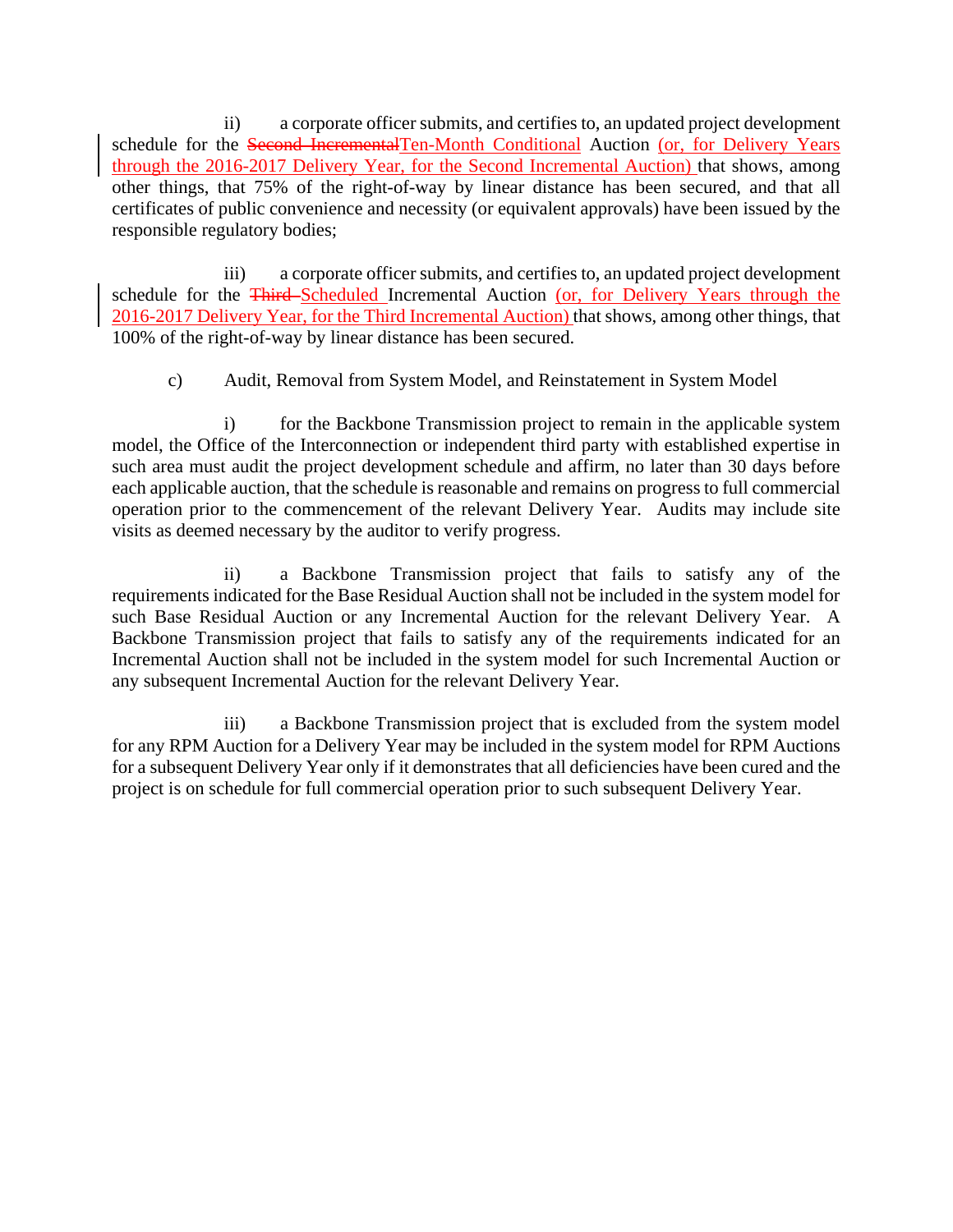ii) a corporate officer submits, and certifies to, an updated project development schedule for the ~~Second Incremental~~Ten-Month Conditional Auction (or, for Delivery Years through the 2016-2017 Delivery Year, for the Second Incremental Auction) that shows, among other things, that 75% of the right-of-way by linear distance has been secured, and that all certificates of public convenience and necessity (or equivalent approvals) have been issued by the responsible regulatory bodies;

iii) a corporate officer submits, and certifies to, an updated project development schedule for the ~~Third~~ Scheduled Incremental Auction (or, for Delivery Years through the 2016-2017 Delivery Year, for the Third Incremental Auction) that shows, among other things, that 100% of the right-of-way by linear distance has been secured.

c) Audit, Removal from System Model, and Reinstatement in System Model

i) for the Backbone Transmission project to remain in the applicable system model, the Office of the Interconnection or independent third party with established expertise in such area must audit the project development schedule and affirm, no later than 30 days before each applicable auction, that the schedule is reasonable and remains on progress to full commercial operation prior to the commencement of the relevant Delivery Year. Audits may include site visits as deemed necessary by the auditor to verify progress.

ii) a Backbone Transmission project that fails to satisfy any of the requirements indicated for the Base Residual Auction shall not be included in the system model for such Base Residual Auction or any Incremental Auction for the relevant Delivery Year. A Backbone Transmission project that fails to satisfy any of the requirements indicated for an Incremental Auction shall not be included in the system model for such Incremental Auction or any subsequent Incremental Auction for the relevant Delivery Year.

iii) a Backbone Transmission project that is excluded from the system model for any RPM Auction for a Delivery Year may be included in the system model for RPM Auctions for a subsequent Delivery Year only if it demonstrates that all deficiencies have been cured and the project is on schedule for full commercial operation prior to such subsequent Delivery Year.